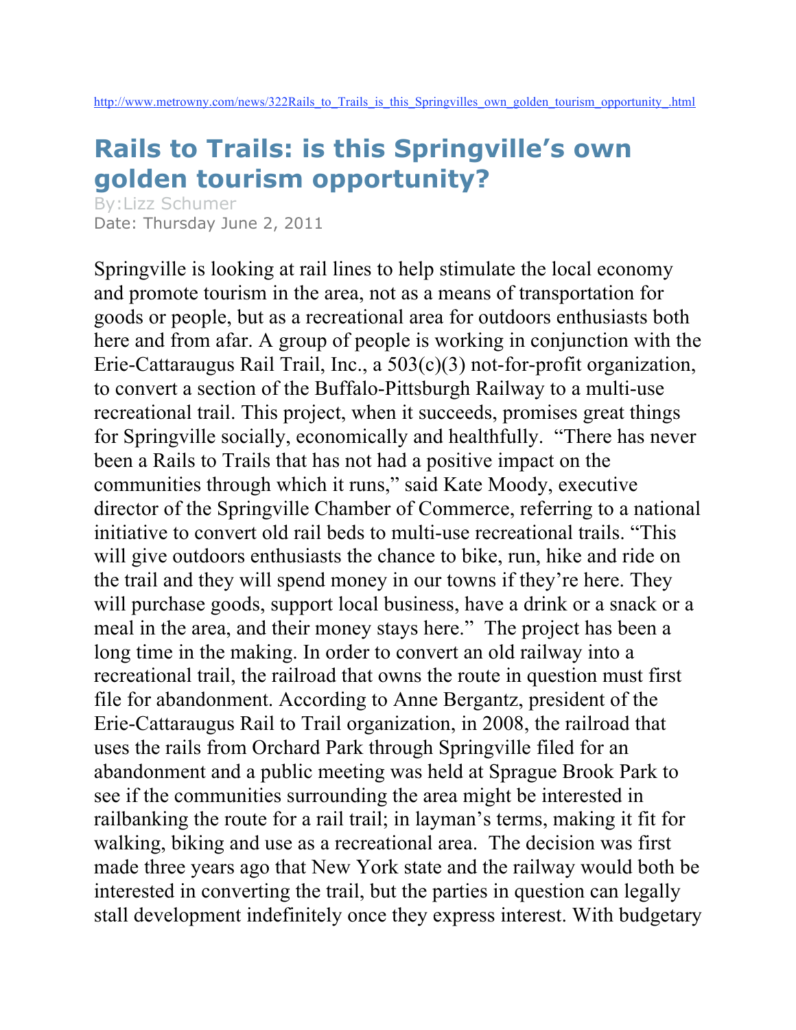http://www.metrowny.com/news/322Rails_to_Trails_is_this_Springvilles_own_golden_tourism_opportunity_.html

# Rails to Trails: is this Springville's own golden tourism opportunity?

By:Lizz Schumer
Date: Thursday June 2, 2011

Springville is looking at rail lines to help stimulate the local economy and promote tourism in the area, not as a means of transportation for goods or people, but as a recreational area for outdoors enthusiasts both here and from afar. A group of people is working in conjunction with the Erie-Cattaraugus Rail Trail, Inc., a 503(c)(3) not-for-profit organization, to convert a section of the Buffalo-Pittsburgh Railway to a multi-use recreational trail. This project, when it succeeds, promises great things for Springville socially, economically and healthfully. "There has never been a Rails to Trails that has not had a positive impact on the communities through which it runs," said Kate Moody, executive director of the Springville Chamber of Commerce, referring to a national initiative to convert old rail beds to multi-use recreational trails. "This will give outdoors enthusiasts the chance to bike, run, hike and ride on the trail and they will spend money in our towns if they're here. They will purchase goods, support local business, have a drink or a snack or a meal in the area, and their money stays here." The project has been a long time in the making. In order to convert an old railway into a recreational trail, the railroad that owns the route in question must first file for abandonment. According to Anne Bergantz, president of the Erie-Cattaraugus Rail to Trail organization, in 2008, the railroad that uses the rails from Orchard Park through Springville filed for an abandonment and a public meeting was held at Sprague Brook Park to see if the communities surrounding the area might be interested in railbanking the route for a rail trail; in layman's terms, making it fit for walking, biking and use as a recreational area. The decision was first made three years ago that New York state and the railway would both be interested in converting the trail, but the parties in question can legally stall development indefinitely once they express interest. With budgetary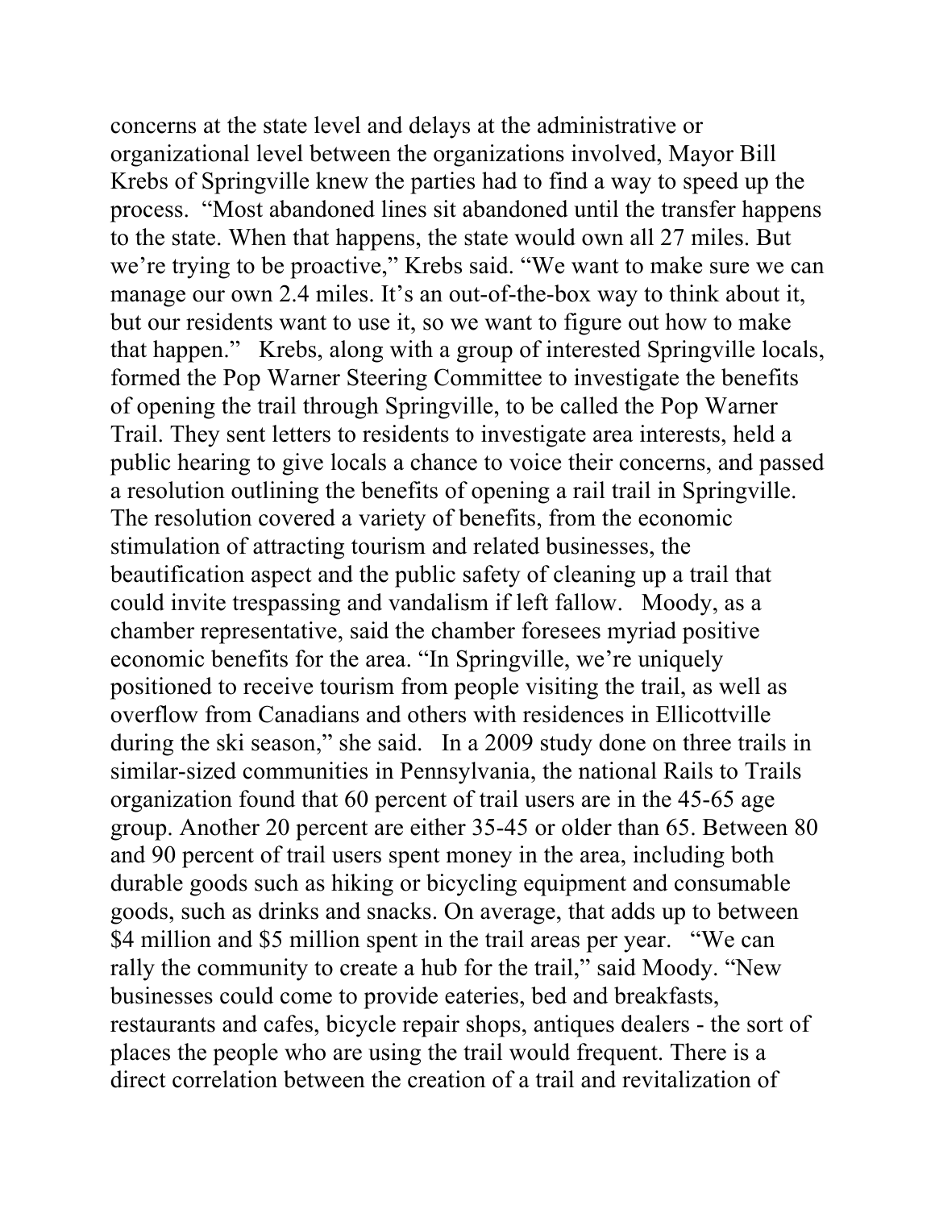concerns at the state level and delays at the administrative or organizational level between the organizations involved, Mayor Bill Krebs of Springville knew the parties had to find a way to speed up the process. "Most abandoned lines sit abandoned until the transfer happens to the state. When that happens, the state would own all 27 miles. But we're trying to be proactive," Krebs said. "We want to make sure we can manage our own 2.4 miles. It's an out-of-the-box way to think about it, but our residents want to use it, so we want to figure out how to make that happen." Krebs, along with a group of interested Springville locals, formed the Pop Warner Steering Committee to investigate the benefits of opening the trail through Springville, to be called the Pop Warner Trail. They sent letters to residents to investigate area interests, held a public hearing to give locals a chance to voice their concerns, and passed a resolution outlining the benefits of opening a rail trail in Springville. The resolution covered a variety of benefits, from the economic stimulation of attracting tourism and related businesses, the beautification aspect and the public safety of cleaning up a trail that could invite trespassing and vandalism if left fallow. Moody, as a chamber representative, said the chamber foresees myriad positive economic benefits for the area. "In Springville, we're uniquely positioned to receive tourism from people visiting the trail, as well as overflow from Canadians and others with residences in Ellicottville during the ski season," she said. In a 2009 study done on three trails in similar-sized communities in Pennsylvania, the national Rails to Trails organization found that 60 percent of trail users are in the 45-65 age group. Another 20 percent are either 35-45 or older than 65. Between 80 and 90 percent of trail users spent money in the area, including both durable goods such as hiking or bicycling equipment and consumable goods, such as drinks and snacks. On average, that adds up to between $4 million and $5 million spent in the trail areas per year. "We can rally the community to create a hub for the trail," said Moody. "New businesses could come to provide eateries, bed and breakfasts, restaurants and cafes, bicycle repair shops, antiques dealers - the sort of places the people who are using the trail would frequent. There is a direct correlation between the creation of a trail and revitalization of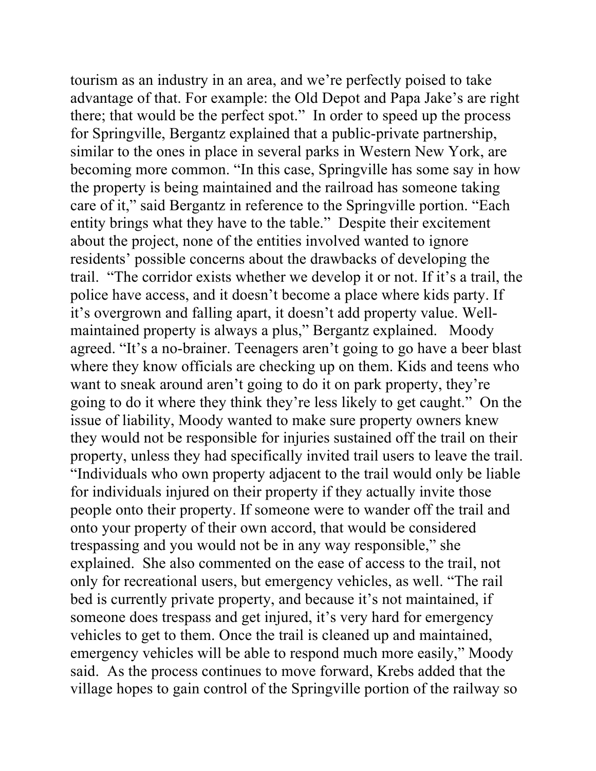tourism as an industry in an area, and we're perfectly poised to take advantage of that. For example: the Old Depot and Papa Jake's are right there; that would be the perfect spot." In order to speed up the process for Springville, Bergantz explained that a public-private partnership, similar to the ones in place in several parks in Western New York, are becoming more common. "In this case, Springville has some say in how the property is being maintained and the railroad has someone taking care of it," said Bergantz in reference to the Springville portion. "Each entity brings what they have to the table." Despite their excitement about the project, none of the entities involved wanted to ignore residents' possible concerns about the drawbacks of developing the trail. "The corridor exists whether we develop it or not. If it's a trail, the police have access, and it doesn't become a place where kids party. If it's overgrown and falling apart, it doesn't add property value. Well-maintained property is always a plus," Bergantz explained. Moody agreed. "It's a no-brainer. Teenagers aren't going to go have a beer blast where they know officials are checking up on them. Kids and teens who want to sneak around aren't going to do it on park property, they're going to do it where they think they're less likely to get caught." On the issue of liability, Moody wanted to make sure property owners knew they would not be responsible for injuries sustained off the trail on their property, unless they had specifically invited trail users to leave the trail. "Individuals who own property adjacent to the trail would only be liable for individuals injured on their property if they actually invite those people onto their property. If someone were to wander off the trail and onto your property of their own accord, that would be considered trespassing and you would not be in any way responsible," she explained. She also commented on the ease of access to the trail, not only for recreational users, but emergency vehicles, as well. "The rail bed is currently private property, and because it's not maintained, if someone does trespass and get injured, it's very hard for emergency vehicles to get to them. Once the trail is cleaned up and maintained, emergency vehicles will be able to respond much more easily," Moody said. As the process continues to move forward, Krebs added that the village hopes to gain control of the Springville portion of the railway so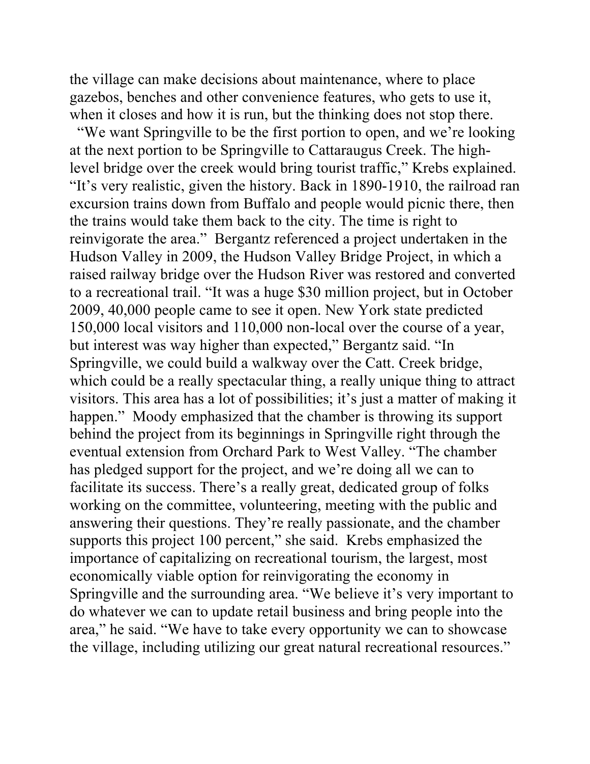the village can make decisions about maintenance, where to place gazebos, benches and other convenience features, who gets to use it, when it closes and how it is run, but the thinking does not stop there.

"We want Springville to be the first portion to open, and we're looking at the next portion to be Springville to Cattaraugus Creek. The high-level bridge over the creek would bring tourist traffic," Krebs explained. "It's very realistic, given the history. Back in 1890-1910, the railroad ran excursion trains down from Buffalo and people would picnic there, then the trains would take them back to the city. The time is right to reinvigorate the area." Bergantz referenced a project undertaken in the Hudson Valley in 2009, the Hudson Valley Bridge Project, in which a raised railway bridge over the Hudson River was restored and converted to a recreational trail. "It was a huge $30 million project, but in October 2009, 40,000 people came to see it open. New York state predicted 150,000 local visitors and 110,000 non-local over the course of a year, but interest was way higher than expected," Bergantz said. "In Springville, we could build a walkway over the Catt. Creek bridge, which could be a really spectacular thing, a really unique thing to attract visitors. This area has a lot of possibilities; it's just a matter of making it happen." Moody emphasized that the chamber is throwing its support behind the project from its beginnings in Springville right through the eventual extension from Orchard Park to West Valley. "The chamber has pledged support for the project, and we're doing all we can to facilitate its success. There's a really great, dedicated group of folks working on the committee, volunteering, meeting with the public and answering their questions. They're really passionate, and the chamber supports this project 100 percent," she said. Krebs emphasized the importance of capitalizing on recreational tourism, the largest, most economically viable option for reinvigorating the economy in Springville and the surrounding area. "We believe it's very important to do whatever we can to update retail business and bring people into the area," he said. "We have to take every opportunity we can to showcase the village, including utilizing our great natural recreational resources."